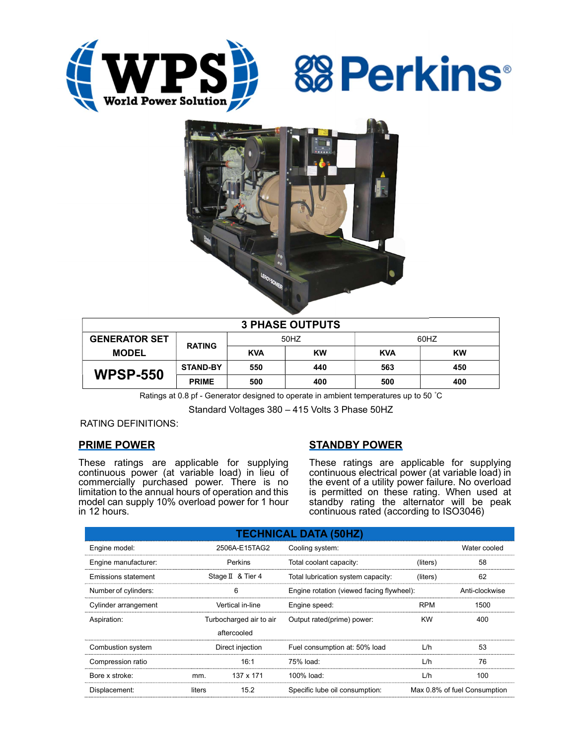## 3 PHASE OUTPUTS

| GENERATOR SET MODEL | RATING | 50HZ | | 60HZ | |
|---|---|---|---|---|---|
| | | KVA | KW | KVA | KW |
| **WPSP-550** | STAND-BY | 550 | 440 | 563 | 450 |
| | PRIME | 500 | 400 | 500 | 400 |

Ratings at 0.8 pf - Generator designed to operate in ambient temperatures up to 50 ˚C

Standard Voltages 380 – 415 Volts 3 Phase 50HZ

RATING DEFINITIONS:

### PRIME POWER

These ratings are applicable for supplying continuous power (at variable load) in lieu of commercially purchased power. There is no limitation to the annual hours of operation and this model can supply 10% overload power for 1 hour in 12 hours.

### STANDBY POWER

These ratings are applicable for supplying continuous electrical power (at variable load) in the event of a utility power failure. No overload is permitted on these rating. When used at standby rating the alternator will be peak continuous rated (according to ISO3046)

## TECHNICAL DATA (50HZ)

| | | | | | |
|---|---|---|---|---|---|
| Engine model: | | 2506A-E15TAG2 | Cooling system: | | Water cooled |
| Engine manufacturer: | | Perkins | Total coolant capacity: | (liters) | 58 |
| Emissions statement | | Stage Ⅱ & Tier 4 | Total lubrication system capacity: | (liters) | 62 |
| Number of cylinders: | | 6 | Engine rotation (viewed facing flywheel): | | Anti-clockwise |
| Cylinder arrangement | | Vertical in-line | Engine speed: | RPM | 1500 |
| Aspiration: | | Turbocharged air to air aftercooled | Output rated(prime) power: | KW | 400 |
| Combustion system | | Direct injection | Fuel consumption at: 50% load | L/h | 53 |
| Compression ratio | | 16:1 | 75% load: | L/h | 76 |
| Bore x stroke: | mm. | 137 x 171 | 100% load: | L/h | 100 |
| Displacement: | liters | 15.2 | Specific lube oil consumption: | | Max 0.8% of fuel Consumption |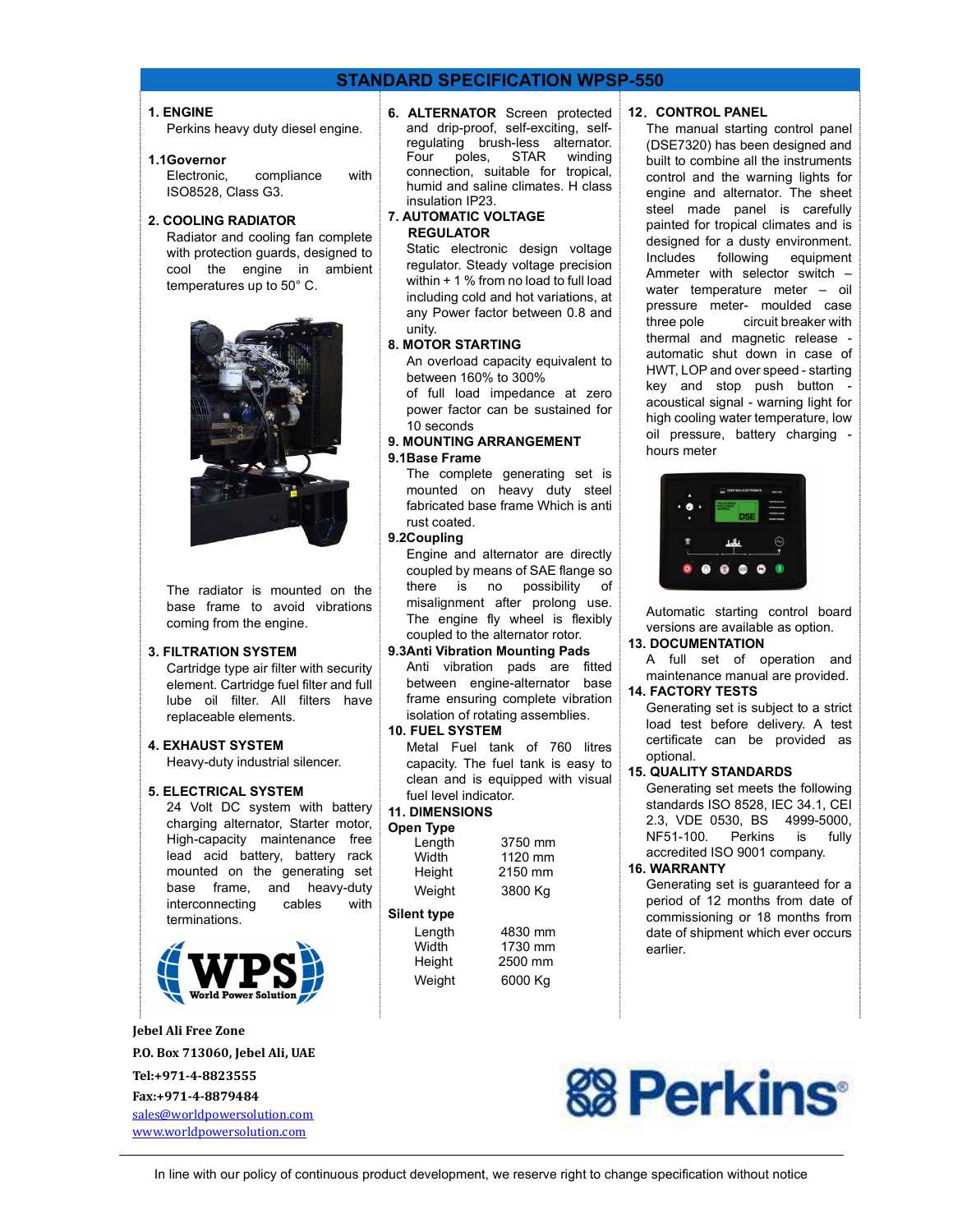# STANDARD SPECIFICATION WPSP-550

## 1. ENGINE

Perkins heavy duty diesel engine.

### 1.1Governor

Electronic, compliance with ISO8528, Class G3.

## 2. COOLING RADIATOR

Radiator and cooling fan complete with protection guards, designed to cool the engine in ambient temperatures up to 50° C.

The radiator is mounted on the base frame to avoid vibrations coming from the engine.

## 3. FILTRATION SYSTEM

Cartridge type air filter with security element. Cartridge fuel filter and full lube oil filter. All filters have replaceable elements.

## 4. EXHAUST SYSTEM

Heavy-duty industrial silencer.

## 5. ELECTRICAL SYSTEM

24 Volt DC system with battery charging alternator, Starter motor, High-capacity maintenance free lead acid battery, battery rack mounted on the generating set base frame, and heavy-duty interconnecting cables with terminations.

## 6. ALTERNATOR

Screen protected and drip-proof, self-exciting, self-regulating brush-less alternator. Four poles, STAR winding connection, suitable for tropical, humid and saline climates. H class insulation IP23.

## 7. AUTOMATIC VOLTAGE REGULATOR

Static electronic design voltage regulator. Steady voltage precision within + 1 % from no load to full load including cold and hot variations, at any Power factor between 0.8 and unity.

## 8. MOTOR STARTING

An overload capacity equivalent to between 160% to 300% of full load impedance at zero power factor can be sustained for 10 seconds

## 9. MOUNTING ARRANGEMENT

### 9.1Base Frame

The complete generating set is mounted on heavy duty steel fabricated base frame Which is anti rust coated.

### 9.2Coupling

Engine and alternator are directly coupled by means of SAE flange so there is no possibility of misalignment after prolong use. The engine fly wheel is flexibly coupled to the alternator rotor.

### 9.3Anti Vibration Mounting Pads

Anti vibration pads are fitted between engine-alternator base frame ensuring complete vibration isolation of rotating assemblies.

## 10. FUEL SYSTEM

Metal Fuel tank of 760 litres capacity. The fuel tank is easy to clean and is equipped with visual fuel level indicator.

## 11. DIMENSIONS

**Open Type**

| | |
|---|---|
| Length | 3750 mm |
| Width | 1120 mm |
| Height | 2150 mm |
| Weight | 3800 Kg |

**Silent type**

| | |
|---|---|
| Length | 4830 mm |
| Width | 1730 mm |
| Height | 2500 mm |
| Weight | 6000 Kg |

## 12. CONTROL PANEL

The manual starting control panel (DSE7320) has been designed and built to combine all the instruments control and the warning lights for engine and alternator. The sheet steel made panel is carefully painted for tropical climates and is designed for a dusty environment. Includes following equipment Ammeter with selector switch – water temperature meter – oil pressure meter- moulded case three pole circuit breaker with thermal and magnetic release - automatic shut down in case of HWT, LOP and over speed - starting key and stop push button - acoustical signal - warning light for high cooling water temperature, low oil pressure, battery charging - hours meter

Automatic starting control board versions are available as option.

## 13. DOCUMENTATION

A full set of operation and maintenance manual are provided.

## 14. FACTORY TESTS

Generating set is subject to a strict load test before delivery. A test certificate can be provided as optional.

## 15. QUALITY STANDARDS

Generating set meets the following standards ISO 8528, IEC 34.1, CEI 2.3, VDE 0530, BS 4999-5000, NF51-100. Perkins is fully accredited ISO 9001 company.

## 16. WARRANTY

Generating set is guaranteed for a period of 12 months from date of commissioning or 18 months from date of shipment which ever occurs earlier.

WPS World Power Solution

**Jebel Ali Free Zone**
**P.O. Box 713060, Jebel Ali, UAE**
**Tel:+971-4-8823555**
**Fax:+971-4-8879484**
sales@worldpowersolution.com
www.worldpowersolution.com

Perkins

In line with our policy of continuous product development, we reserve right to change specification without notice